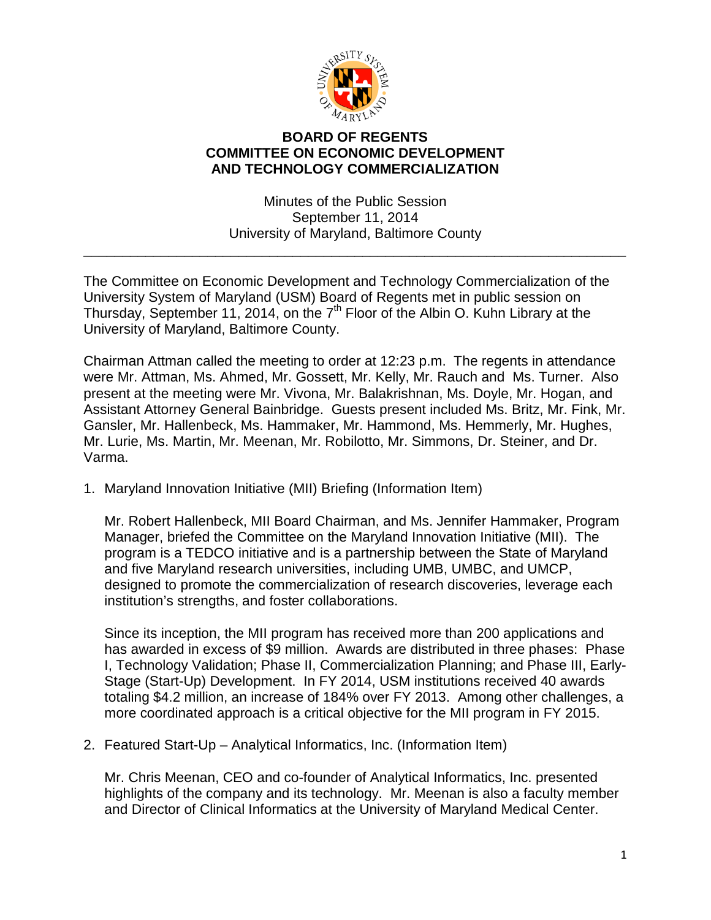**BOARD OF REGENTS**
**COMMITTEE ON ECONOMIC DEVELOPMENT AND TECHNOLOGY COMMERCIALIZATION**

Minutes of the Public Session
September 11, 2014
University of Maryland, Baltimore County

---

The Committee on Economic Development and Technology Commercialization of the University System of Maryland (USM) Board of Regents met in public session on Thursday, September 11, 2014, on the 7th Floor of the Albin O. Kuhn Library at the University of Maryland, Baltimore County.

Chairman Attman called the meeting to order at 12:23 p.m. The regents in attendance were Mr. Attman, Ms. Ahmed, Mr. Gossett, Mr. Kelly, Mr. Rauch and Ms. Turner. Also present at the meeting were Mr. Vivona, Mr. Balakrishnan, Ms. Doyle, Mr. Hogan, and Assistant Attorney General Bainbridge. Guests present included Ms. Britz, Mr. Fink, Mr. Gansler, Mr. Hallenbeck, Ms. Hammaker, Mr. Hammond, Ms. Hemmerly, Mr. Hughes, Mr. Lurie, Ms. Martin, Mr. Meenan, Mr. Robilotto, Mr. Simmons, Dr. Steiner, and Dr. Varma.

1. Maryland Innovation Initiative (MII) Briefing (Information Item)

   Mr. Robert Hallenbeck, MII Board Chairman, and Ms. Jennifer Hammaker, Program Manager, briefed the Committee on the Maryland Innovation Initiative (MII). The program is a TEDCO initiative and is a partnership between the State of Maryland and five Maryland research universities, including UMB, UMBC, and UMCP, designed to promote the commercialization of research discoveries, leverage each institution's strengths, and foster collaborations.

   Since its inception, the MII program has received more than 200 applications and has awarded in excess of $9 million. Awards are distributed in three phases: Phase I, Technology Validation; Phase II, Commercialization Planning; and Phase III, Early-Stage (Start-Up) Development. In FY 2014, USM institutions received 40 awards totaling $4.2 million, an increase of 184% over FY 2013. Among other challenges, a more coordinated approach is a critical objective for the MII program in FY 2015.

2. Featured Start-Up – Analytical Informatics, Inc. (Information Item)

   Mr. Chris Meenan, CEO and co-founder of Analytical Informatics, Inc. presented highlights of the company and its technology. Mr. Meenan is also a faculty member and Director of Clinical Informatics at the University of Maryland Medical Center.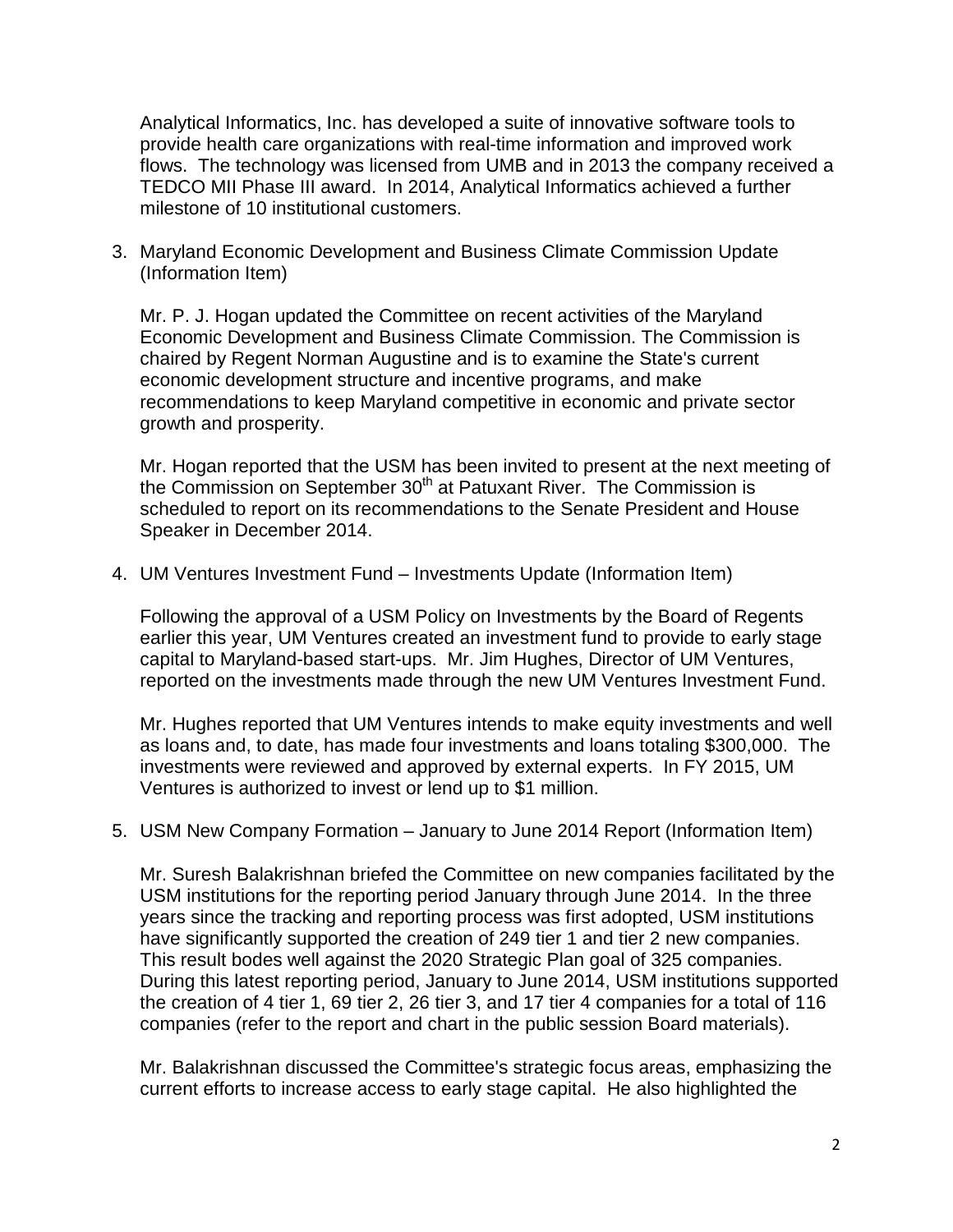Analytical Informatics, Inc. has developed a suite of innovative software tools to provide health care organizations with real-time information and improved work flows. The technology was licensed from UMB and in 2013 the company received a TEDCO MII Phase III award. In 2014, Analytical Informatics achieved a further milestone of 10 institutional customers.

3. Maryland Economic Development and Business Climate Commission Update (Information Item)

   Mr. P. J. Hogan updated the Committee on recent activities of the Maryland Economic Development and Business Climate Commission. The Commission is chaired by Regent Norman Augustine and is to examine the State's current economic development structure and incentive programs, and make recommendations to keep Maryland competitive in economic and private sector growth and prosperity.

   Mr. Hogan reported that the USM has been invited to present at the next meeting of the Commission on September 30th at Patuxant River. The Commission is scheduled to report on its recommendations to the Senate President and House Speaker in December 2014.

4. UM Ventures Investment Fund – Investments Update (Information Item)

   Following the approval of a USM Policy on Investments by the Board of Regents earlier this year, UM Ventures created an investment fund to provide to early stage capital to Maryland-based start-ups. Mr. Jim Hughes, Director of UM Ventures, reported on the investments made through the new UM Ventures Investment Fund.

   Mr. Hughes reported that UM Ventures intends to make equity investments and well as loans and, to date, has made four investments and loans totaling $300,000. The investments were reviewed and approved by external experts. In FY 2015, UM Ventures is authorized to invest or lend up to $1 million.

5. USM New Company Formation – January to June 2014 Report (Information Item)

   Mr. Suresh Balakrishnan briefed the Committee on new companies facilitated by the USM institutions for the reporting period January through June 2014. In the three years since the tracking and reporting process was first adopted, USM institutions have significantly supported the creation of 249 tier 1 and tier 2 new companies. This result bodes well against the 2020 Strategic Plan goal of 325 companies. During this latest reporting period, January to June 2014, USM institutions supported the creation of 4 tier 1, 69 tier 2, 26 tier 3, and 17 tier 4 companies for a total of 116 companies (refer to the report and chart in the public session Board materials).

   Mr. Balakrishnan discussed the Committee's strategic focus areas, emphasizing the current efforts to increase access to early stage capital. He also highlighted the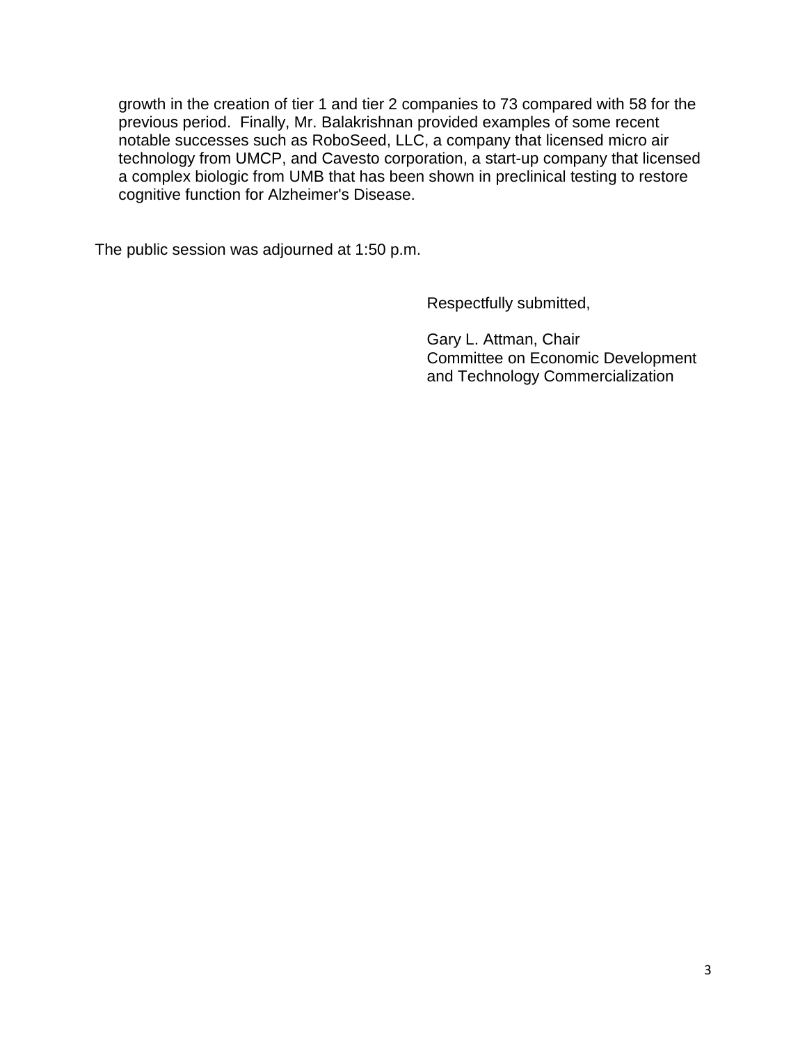growth in the creation of tier 1 and tier 2 companies to 73 compared with 58 for the previous period. Finally, Mr. Balakrishnan provided examples of some recent notable successes such as RoboSeed, LLC, a company that licensed micro air technology from UMCP, and Cavesto corporation, a start-up company that licensed a complex biologic from UMB that has been shown in preclinical testing to restore cognitive function for Alzheimer's Disease.

The public session was adjourned at 1:50 p.m.

Respectfully submitted,

Gary L. Attman, Chair
Committee on Economic Development
and Technology Commercialization